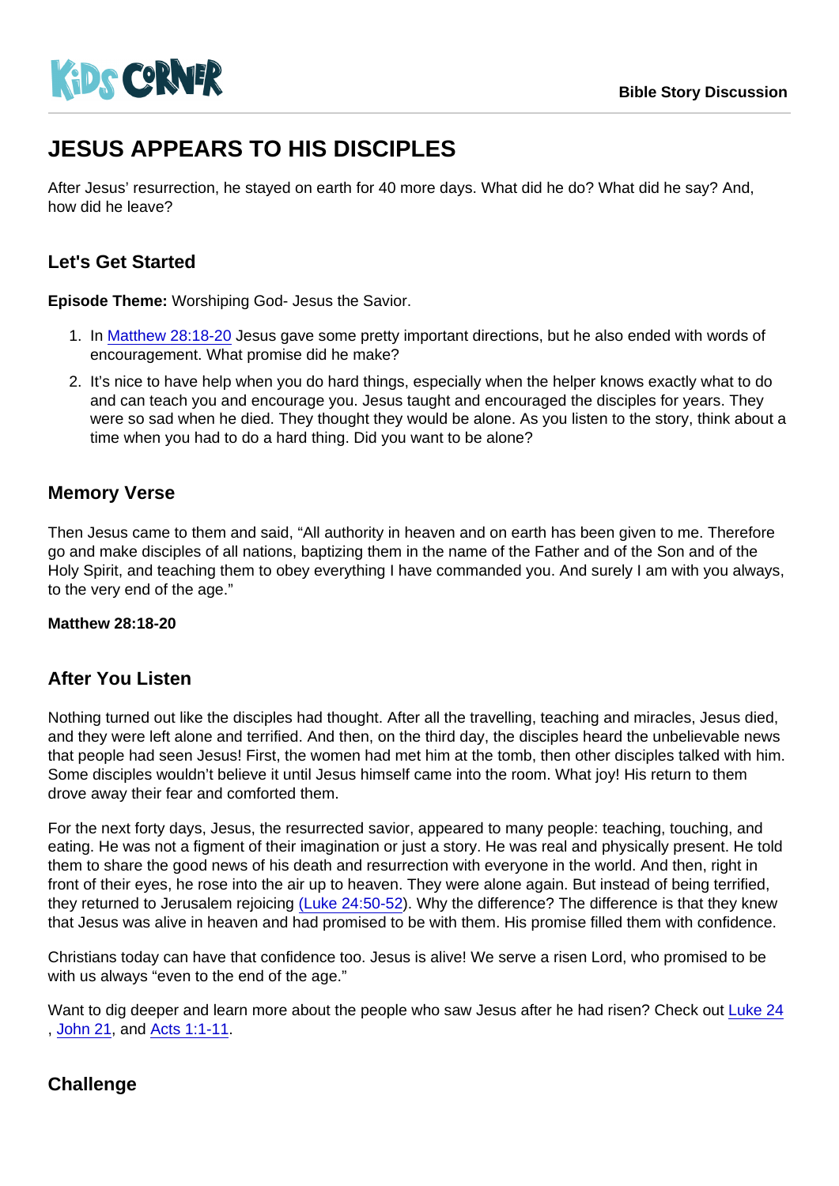KiDS CORNER

Bible Story Discussion

# JESUS APPEARS TO HIS DISCIPLES

After Jesus' resurrection, he stayed on earth for 40 more days. What did he do? What did he say? And, how did he leave?

## Let's Get Started

**Episode Theme:** Worshiping God- Jesus the Savior.

1. In Matthew 28:18-20 Jesus gave some pretty important directions, but he also ended with words of encouragement. What promise did he make?
2. It's nice to have help when you do hard things, especially when the helper knows exactly what to do and can teach you and encourage you. Jesus taught and encouraged the disciples for years. They were so sad when he died. They thought they would be alone. As you listen to the story, think about a time when you had to do a hard thing. Did you want to be alone?

## Memory Verse

Then Jesus came to them and said, "All authority in heaven and on earth has been given to me. Therefore go and make disciples of all nations, baptizing them in the name of the Father and of the Son and of the Holy Spirit, and teaching them to obey everything I have commanded you. And surely I am with you always, to the very end of the age."

**Matthew 28:18-20**

## After You Listen

Nothing turned out like the disciples had thought. After all the travelling, teaching and miracles, Jesus died, and they were left alone and terrified. And then, on the third day, the disciples heard the unbelievable news that people had seen Jesus! First, the women had met him at the tomb, then other disciples talked with him. Some disciples wouldn't believe it until Jesus himself came into the room. What joy! His return to them drove away their fear and comforted them.

For the next forty days, Jesus, the resurrected savior, appeared to many people: teaching, touching, and eating. He was not a figment of their imagination or just a story. He was real and physically present. He told them to share the good news of his death and resurrection with everyone in the world. And then, right in front of their eyes, he rose into the air up to heaven. They were alone again. But instead of being terrified, they returned to Jerusalem rejoicing (Luke 24:50-52). Why the difference? The difference is that they knew that Jesus was alive in heaven and had promised to be with them. His promise filled them with confidence.

Christians today can have that confidence too. Jesus is alive! We serve a risen Lord, who promised to be with us always "even to the end of the age."

Want to dig deeper and learn more about the people who saw Jesus after he had risen? Check out Luke 24, John 21, and Acts 1:1-11.

## Challenge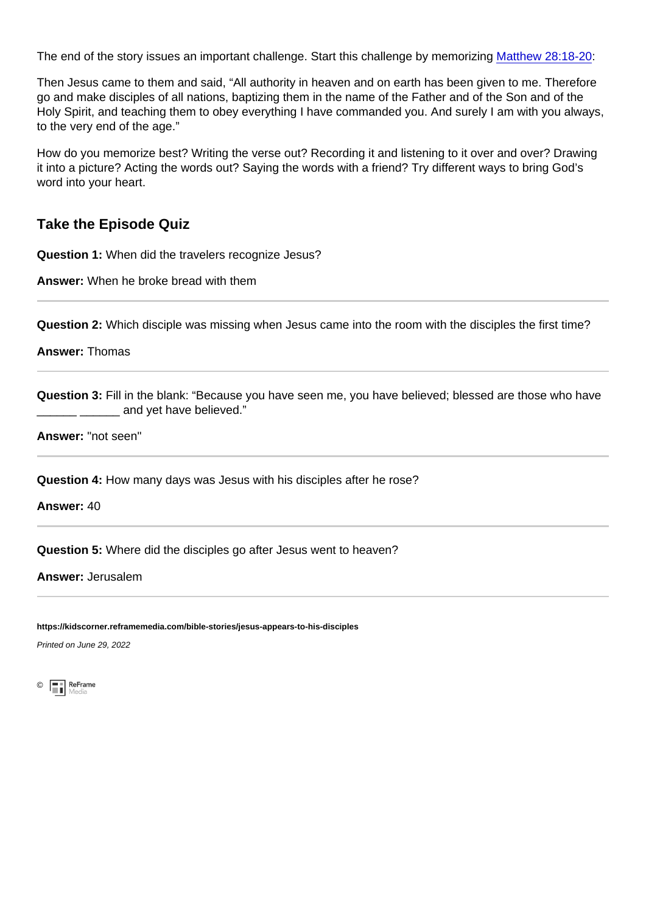The end of the story issues an important challenge. Start this challenge by memorizing [Matthew 28:18-20](Matthew 28:18-20):

Then Jesus came to them and said, “All authority in heaven and on earth has been given to me. Therefore go and make disciples of all nations, baptizing them in the name of the Father and of the Son and of the Holy Spirit, and teaching them to obey everything I have commanded you. And surely I am with you always, to the very end of the age.”

How do you memorize best? Writing the verse out? Recording it and listening to it over and over? Drawing it into a picture? Acting the words out? Saying the words with a friend? Try different ways to bring God’s word into your heart.

## Take the Episode Quiz

**Question 1:** When did the travelers recognize Jesus?

**Answer:** When he broke bread with them

---

**Question 2:** Which disciple was missing when Jesus came into the room with the disciples the first time?

**Answer:** Thomas

---

**Question 3:** Fill in the blank: “Because you have seen me, you have believed; blessed are those who have ______ ______ and yet have believed.”

**Answer:** "not seen"

---

**Question 4:** How many days was Jesus with his disciples after he rose?

**Answer:** 40

---

**Question 5:** Where did the disciples go after Jesus went to heaven?

**Answer:** Jerusalem

---

**https://kidscorner.reframemedia.com/bible-stories/jesus-appears-to-his-disciples**

*Printed on June 29, 2022*

© ReFrame Media